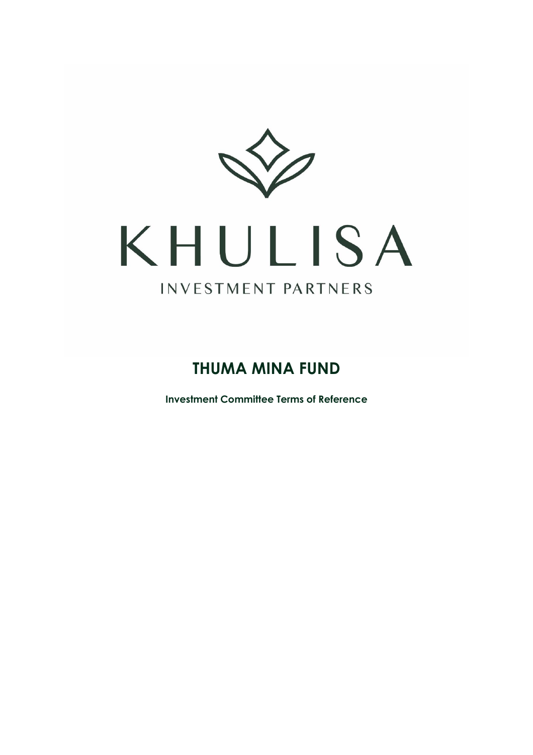KHULISA

INVESTMENT PARTNERS

# THUMA MINA FUND

**Investment Committee Terms of Reference**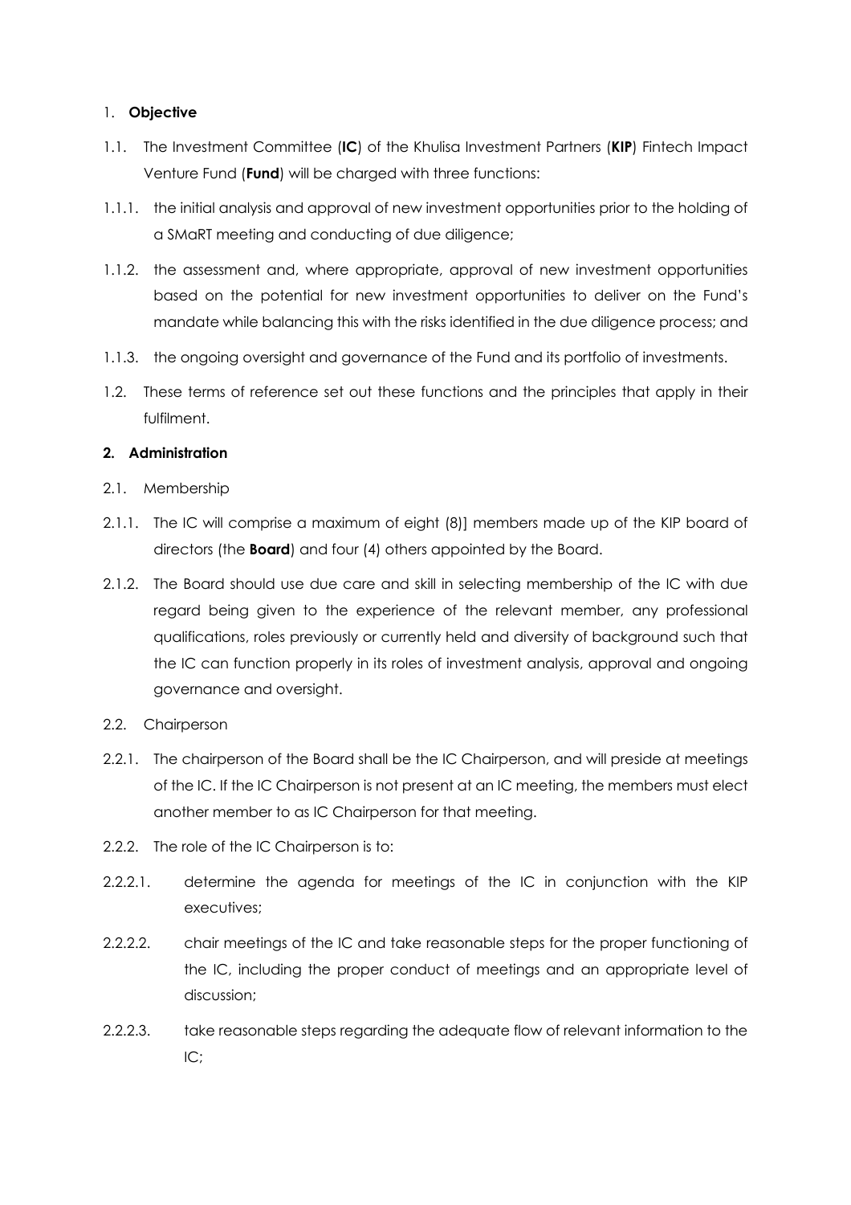1. **Objective**

1.1. The Investment Committee (**IC**) of the Khulisa Investment Partners (**KIP**) Fintech Impact Venture Fund (**Fund**) will be charged with three functions:

1.1.1. the initial analysis and approval of new investment opportunities prior to the holding of a SMaRT meeting and conducting of due diligence;

1.1.2. the assessment and, where appropriate, approval of new investment opportunities based on the potential for new investment opportunities to deliver on the Fund's mandate while balancing this with the risks identified in the due diligence process; and

1.1.3. the ongoing oversight and governance of the Fund and its portfolio of investments.

1.2. These terms of reference set out these functions and the principles that apply in their fulfilment.

**2. Administration**

2.1. Membership

2.1.1. The IC will comprise a maximum of eight (8)] members made up of the KIP board of directors (the **Board**) and four (4) others appointed by the Board.

2.1.2. The Board should use due care and skill in selecting membership of the IC with due regard being given to the experience of the relevant member, any professional qualifications, roles previously or currently held and diversity of background such that the IC can function properly in its roles of investment analysis, approval and ongoing governance and oversight.

2.2. Chairperson

2.2.1. The chairperson of the Board shall be the IC Chairperson, and will preside at meetings of the IC. If the IC Chairperson is not present at an IC meeting, the members must elect another member to as IC Chairperson for that meeting.

2.2.2. The role of the IC Chairperson is to:

2.2.2.1. determine the agenda for meetings of the IC in conjunction with the KIP executives;

2.2.2.2. chair meetings of the IC and take reasonable steps for the proper functioning of the IC, including the proper conduct of meetings and an appropriate level of discussion;

2.2.2.3. take reasonable steps regarding the adequate flow of relevant information to the IC;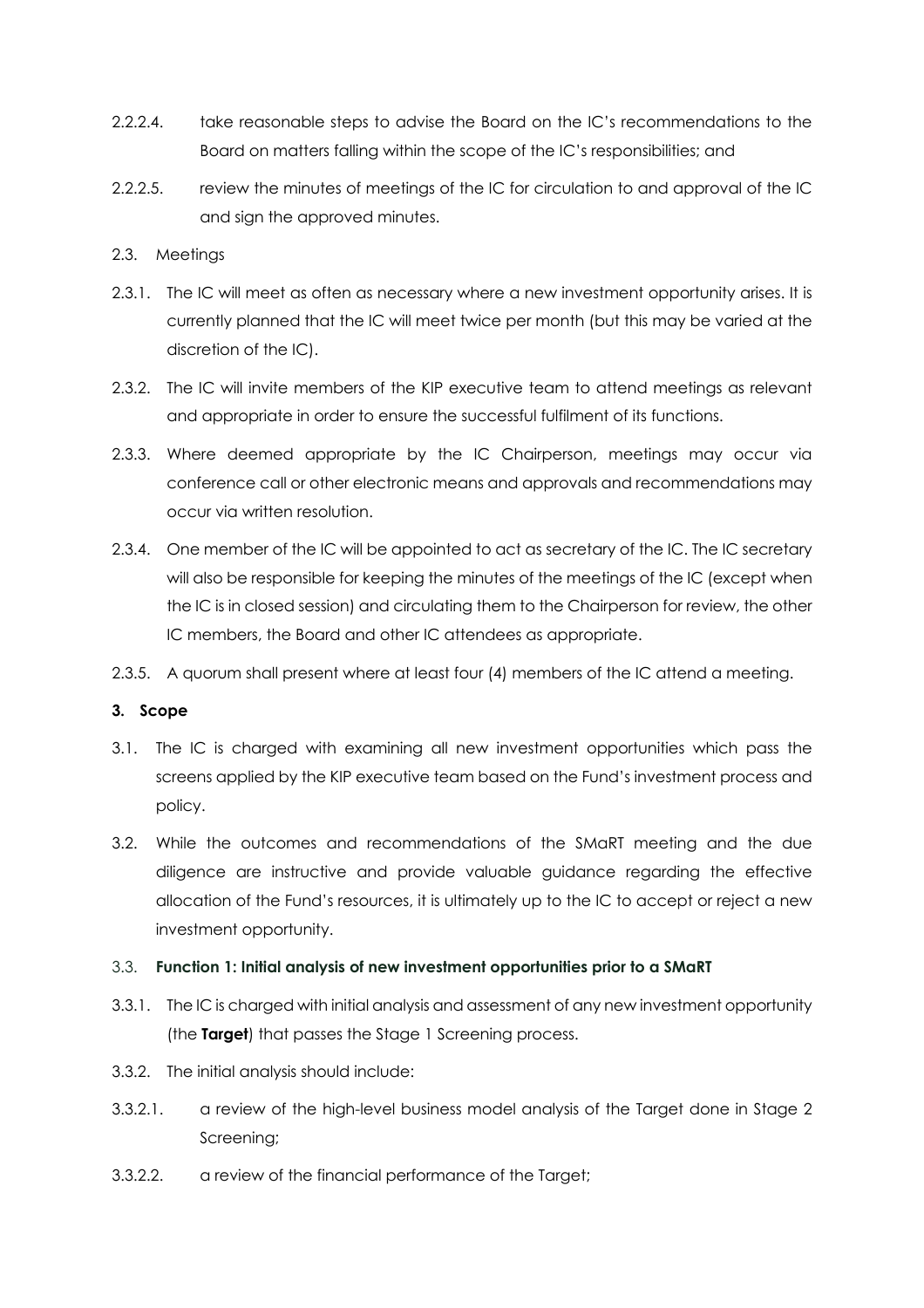2.2.2.4. take reasonable steps to advise the Board on the IC's recommendations to the Board on matters falling within the scope of the IC's responsibilities; and

2.2.2.5. review the minutes of meetings of the IC for circulation to and approval of the IC and sign the approved minutes.

2.3. Meetings

2.3.1. The IC will meet as often as necessary where a new investment opportunity arises. It is currently planned that the IC will meet twice per month (but this may be varied at the discretion of the IC).

2.3.2. The IC will invite members of the KIP executive team to attend meetings as relevant and appropriate in order to ensure the successful fulfilment of its functions.

2.3.3. Where deemed appropriate by the IC Chairperson, meetings may occur via conference call or other electronic means and approvals and recommendations may occur via written resolution.

2.3.4. One member of the IC will be appointed to act as secretary of the IC. The IC secretary will also be responsible for keeping the minutes of the meetings of the IC (except when the IC is in closed session) and circulating them to the Chairperson for review, the other IC members, the Board and other IC attendees as appropriate.

2.3.5. A quorum shall present where at least four (4) members of the IC attend a meeting.

**3. Scope**

3.1. The IC is charged with examining all new investment opportunities which pass the screens applied by the KIP executive team based on the Fund's investment process and policy.

3.2. While the outcomes and recommendations of the SMaRT meeting and the due diligence are instructive and provide valuable guidance regarding the effective allocation of the Fund's resources, it is ultimately up to the IC to accept or reject a new investment opportunity.

3.3. **Function 1: Initial analysis of new investment opportunities prior to a SMaRT**

3.3.1. The IC is charged with initial analysis and assessment of any new investment opportunity (the **Target**) that passes the Stage 1 Screening process.

3.3.2. The initial analysis should include:

3.3.2.1. a review of the high-level business model analysis of the Target done in Stage 2 Screening;

3.3.2.2. a review of the financial performance of the Target;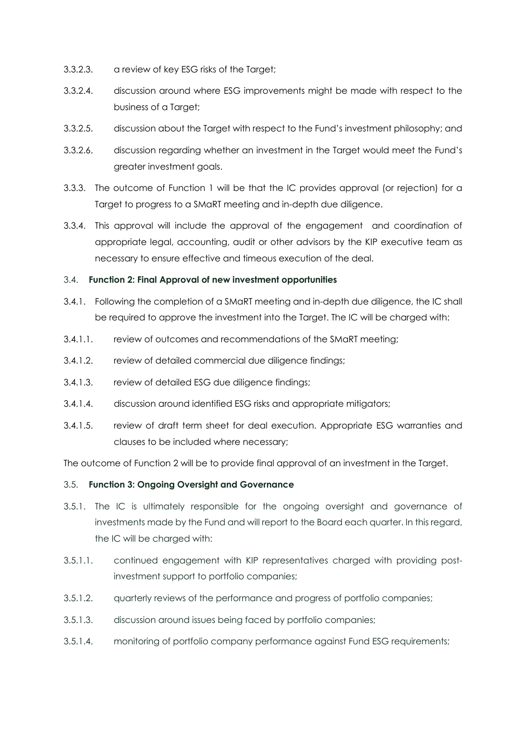3.3.2.3. a review of key ESG risks of the Target;

3.3.2.4. discussion around where ESG improvements might be made with respect to the business of a Target;

3.3.2.5. discussion about the Target with respect to the Fund's investment philosophy; and

3.3.2.6. discussion regarding whether an investment in the Target would meet the Fund's greater investment goals.

3.3.3. The outcome of Function 1 will be that the IC provides approval (or rejection) for a Target to progress to a SMaRT meeting and in-depth due diligence.

3.3.4. This approval will include the approval of the engagement and coordination of appropriate legal, accounting, audit or other advisors by the KIP executive team as necessary to ensure effective and timeous execution of the deal.

### 3.4. **Function 2: Final Approval of new investment opportunities**

3.4.1. Following the completion of a SMaRT meeting and in-depth due diligence, the IC shall be required to approve the investment into the Target. The IC will be charged with:

3.4.1.1. review of outcomes and recommendations of the SMaRT meeting;

3.4.1.2. review of detailed commercial due diligence findings;

3.4.1.3. review of detailed ESG due diligence findings;

3.4.1.4. discussion around identified ESG risks and appropriate mitigators;

3.4.1.5. review of draft term sheet for deal execution. Appropriate ESG warranties and clauses to be included where necessary;

The outcome of Function 2 will be to provide final approval of an investment in the Target.

### 3.5. **Function 3: Ongoing Oversight and Governance**

3.5.1. The IC is ultimately responsible for the ongoing oversight and governance of investments made by the Fund and will report to the Board each quarter. In this regard, the IC will be charged with:

3.5.1.1. continued engagement with KIP representatives charged with providing post-investment support to portfolio companies;

3.5.1.2. quarterly reviews of the performance and progress of portfolio companies;

3.5.1.3. discussion around issues being faced by portfolio companies;

3.5.1.4. monitoring of portfolio company performance against Fund ESG requirements;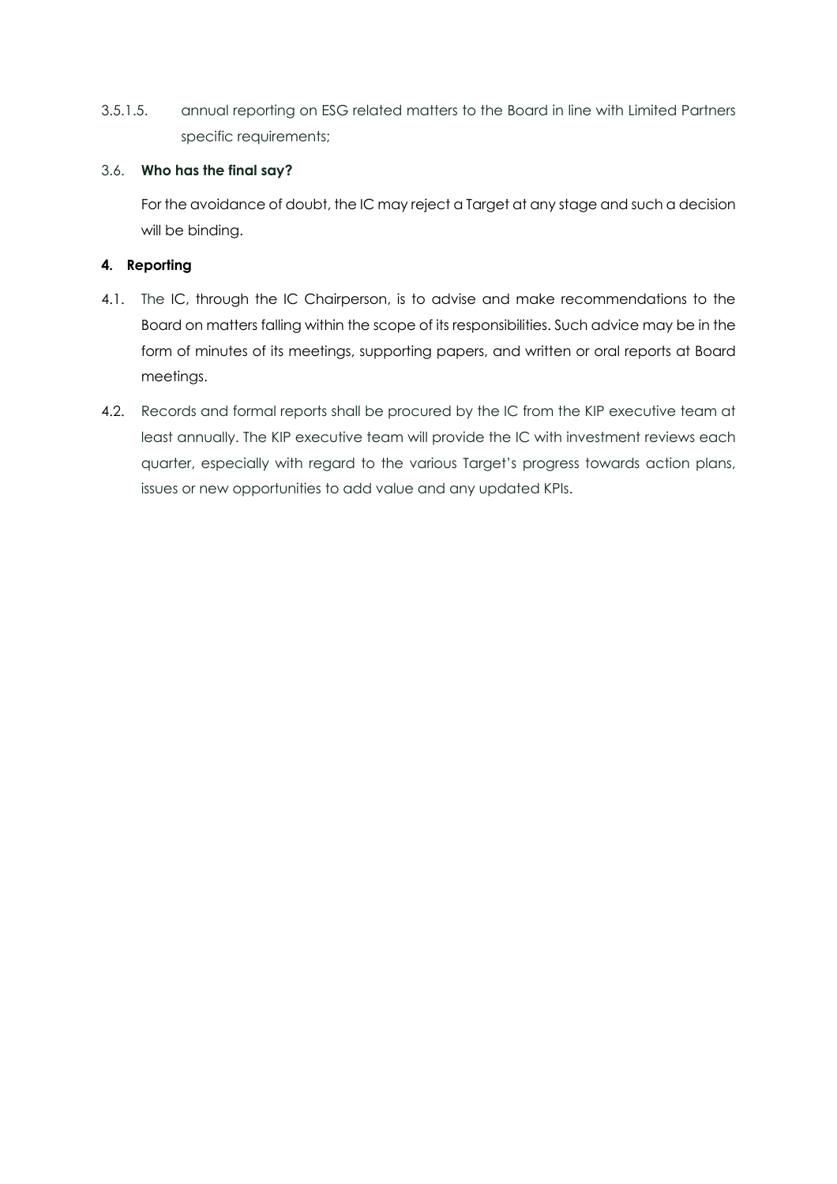3.5.1.5. annual reporting on ESG related matters to the Board in line with Limited Partners specific requirements;

3.6. **Who has the final say?**

For the avoidance of doubt, the IC may reject a Target at any stage and such a decision will be binding.

**4. Reporting**

4.1. The IC, through the IC Chairperson, is to advise and make recommendations to the Board on matters falling within the scope of its responsibilities. Such advice may be in the form of minutes of its meetings, supporting papers, and written or oral reports at Board meetings.

4.2. Records and formal reports shall be procured by the IC from the KIP executive team at least annually. The KIP executive team will provide the IC with investment reviews each quarter, especially with regard to the various Target's progress towards action plans, issues or new opportunities to add value and any updated KPIs.